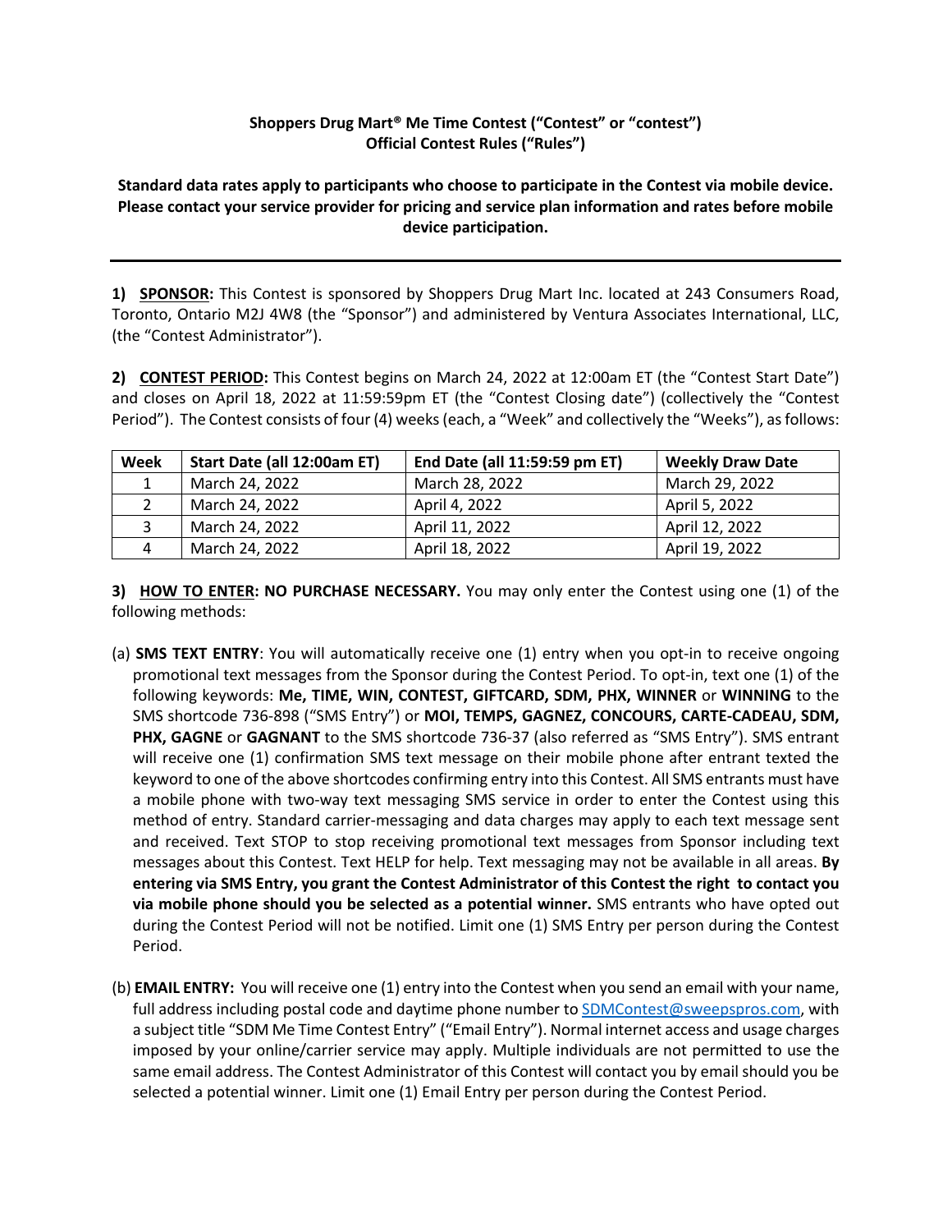**Shoppers Drug Mart® Me Time Contest ("Contest" or "contest")**
**Official Contest Rules ("Rules")**

**Standard data rates apply to participants who choose to participate in the Contest via mobile device. Please contact your service provider for pricing and service plan information and rates before mobile device participation.**

---

**1) SPONSOR:** This Contest is sponsored by Shoppers Drug Mart Inc. located at 243 Consumers Road, Toronto, Ontario M2J 4W8 (the "Sponsor") and administered by Ventura Associates International, LLC, (the "Contest Administrator").

**2) CONTEST PERIOD:** This Contest begins on March 24, 2022 at 12:00am ET (the "Contest Start Date") and closes on April 18, 2022 at 11:59:59pm ET (the "Contest Closing date") (collectively the "Contest Period"). The Contest consists of four (4) weeks (each, a "Week" and collectively the "Weeks"), as follows:

| Week | Start Date (all 12:00am ET) | End Date (all 11:59:59 pm ET) | Weekly Draw Date |
|---|---|---|---|
| 1 | March 24, 2022 | March 28, 2022 | March 29, 2022 |
| 2 | March 24, 2022 | April 4, 2022 | April 5, 2022 |
| 3 | March 24, 2022 | April 11, 2022 | April 12, 2022 |
| 4 | March 24, 2022 | April 18, 2022 | April 19, 2022 |

**3) HOW TO ENTER: NO PURCHASE NECESSARY.** You may only enter the Contest using one (1) of the following methods:

(a) **SMS TEXT ENTRY**: You will automatically receive one (1) entry when you opt-in to receive ongoing promotional text messages from the Sponsor during the Contest Period. To opt-in, text one (1) of the following keywords: **Me, TIME, WIN, CONTEST, GIFTCARD, SDM, PHX, WINNER** or **WINNING** to the SMS shortcode 736-898 ("SMS Entry") or **MOI, TEMPS, GAGNEZ, CONCOURS, CARTE-CADEAU, SDM, PHX, GAGNE** or **GAGNANT** to the SMS shortcode 736-37 (also referred as "SMS Entry"). SMS entrant will receive one (1) confirmation SMS text message on their mobile phone after entrant texted the keyword to one of the above shortcodes confirming entry into this Contest. All SMS entrants must have a mobile phone with two-way text messaging SMS service in order to enter the Contest using this method of entry. Standard carrier-messaging and data charges may apply to each text message sent and received. Text STOP to stop receiving promotional text messages from Sponsor including text messages about this Contest. Text HELP for help. Text messaging may not be available in all areas. **By entering via SMS Entry, you grant the Contest Administrator of this Contest the right to contact you via mobile phone should you be selected as a potential winner.** SMS entrants who have opted out during the Contest Period will not be notified. Limit one (1) SMS Entry per person during the Contest Period.

(b) **EMAIL ENTRY:** You will receive one (1) entry into the Contest when you send an email with your name, full address including postal code and daytime phone number to SDMContest@sweepspros.com, with a subject title "SDM Me Time Contest Entry" ("Email Entry"). Normal internet access and usage charges imposed by your online/carrier service may apply. Multiple individuals are not permitted to use the same email address. The Contest Administrator of this Contest will contact you by email should you be selected a potential winner. Limit one (1) Email Entry per person during the Contest Period.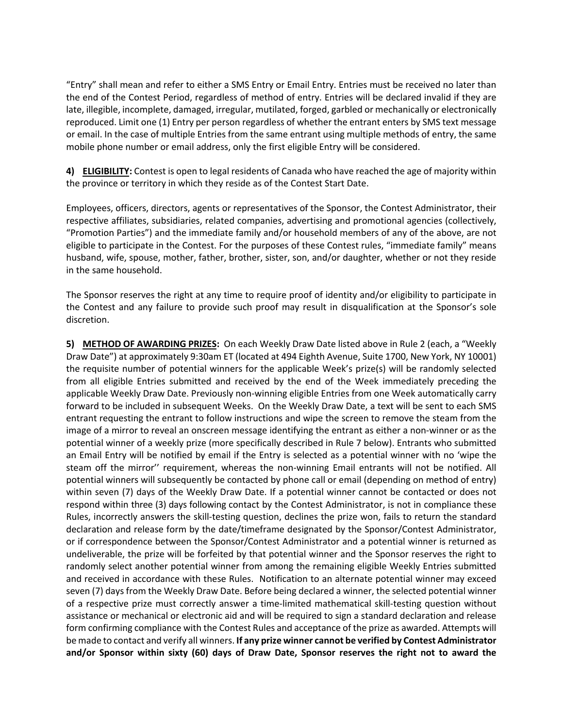"Entry" shall mean and refer to either a SMS Entry or Email Entry. Entries must be received no later than the end of the Contest Period, regardless of method of entry. Entries will be declared invalid if they are late, illegible, incomplete, damaged, irregular, mutilated, forged, garbled or mechanically or electronically reproduced. Limit one (1) Entry per person regardless of whether the entrant enters by SMS text message or email. In the case of multiple Entries from the same entrant using multiple methods of entry, the same mobile phone number or email address, only the first eligible Entry will be considered.

**4) <u>ELIGIBILITY</u>:** Contest is open to legal residents of Canada who have reached the age of majority within the province or territory in which they reside as of the Contest Start Date.

Employees, officers, directors, agents or representatives of the Sponsor, the Contest Administrator, their respective affiliates, subsidiaries, related companies, advertising and promotional agencies (collectively, "Promotion Parties") and the immediate family and/or household members of any of the above, are not eligible to participate in the Contest. For the purposes of these Contest rules, "immediate family" means husband, wife, spouse, mother, father, brother, sister, son, and/or daughter, whether or not they reside in the same household.

The Sponsor reserves the right at any time to require proof of identity and/or eligibility to participate in the Contest and any failure to provide such proof may result in disqualification at the Sponsor's sole discretion.

**5) <u>METHOD OF AWARDING PRIZES</u>:** On each Weekly Draw Date listed above in Rule 2 (each, a "Weekly Draw Date") at approximately 9:30am ET (located at 494 Eighth Avenue, Suite 1700, New York, NY 10001) the requisite number of potential winners for the applicable Week's prize(s) will be randomly selected from all eligible Entries submitted and received by the end of the Week immediately preceding the applicable Weekly Draw Date. Previously non-winning eligible Entries from one Week automatically carry forward to be included in subsequent Weeks. On the Weekly Draw Date, a text will be sent to each SMS entrant requesting the entrant to follow instructions and wipe the screen to remove the steam from the image of a mirror to reveal an onscreen message identifying the entrant as either a non-winner or as the potential winner of a weekly prize (more specifically described in Rule 7 below). Entrants who submitted an Email Entry will be notified by email if the Entry is selected as a potential winner with no 'wipe the steam off the mirror'' requirement, whereas the non-winning Email entrants will not be notified. All potential winners will subsequently be contacted by phone call or email (depending on method of entry) within seven (7) days of the Weekly Draw Date. If a potential winner cannot be contacted or does not respond within three (3) days following contact by the Contest Administrator, is not in compliance these Rules, incorrectly answers the skill-testing question, declines the prize won, fails to return the standard declaration and release form by the date/timeframe designated by the Sponsor/Contest Administrator, or if correspondence between the Sponsor/Contest Administrator and a potential winner is returned as undeliverable, the prize will be forfeited by that potential winner and the Sponsor reserves the right to randomly select another potential winner from among the remaining eligible Weekly Entries submitted and received in accordance with these Rules. Notification to an alternate potential winner may exceed seven (7) days from the Weekly Draw Date. Before being declared a winner, the selected potential winner of a respective prize must correctly answer a time-limited mathematical skill-testing question without assistance or mechanical or electronic aid and will be required to sign a standard declaration and release form confirming compliance with the Contest Rules and acceptance of the prize as awarded. Attempts will be made to contact and verify all winners. **If any prize winner cannot be verified by Contest Administrator and/or Sponsor within sixty (60) days of Draw Date, Sponsor reserves the right not to award the**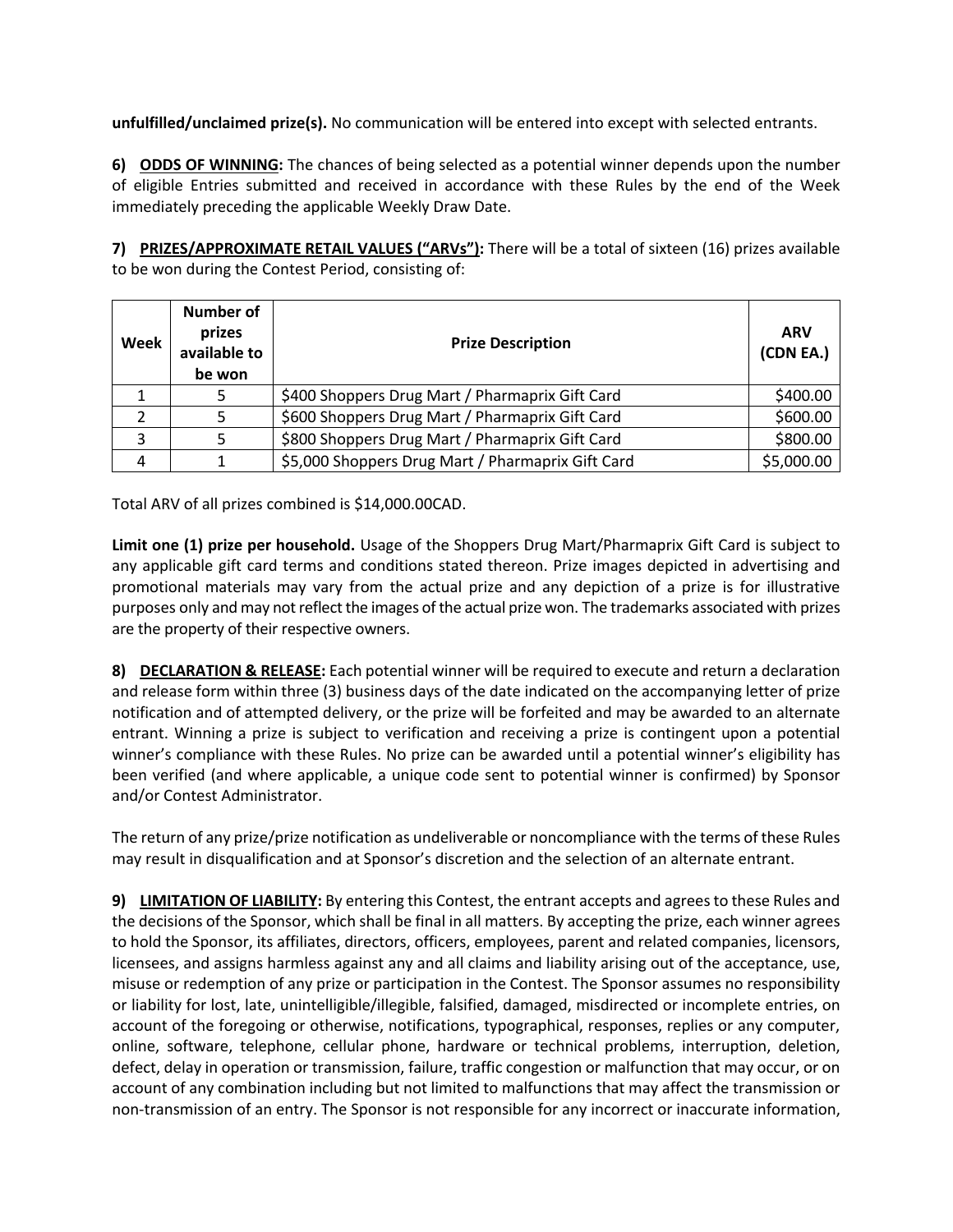**unfulfilled/unclaimed prize(s).** No communication will be entered into except with selected entrants.

**6) <u>ODDS OF WINNING</u>:** The chances of being selected as a potential winner depends upon the number of eligible Entries submitted and received in accordance with these Rules by the end of the Week immediately preceding the applicable Weekly Draw Date.

**7) <u>PRIZES/APPROXIMATE RETAIL VALUES ("ARVs")</u>:** There will be a total of sixteen (16) prizes available to be won during the Contest Period, consisting of:

| Week | Number of prizes available to be won | Prize Description | ARV (CDN EA.) |
|---|---|---|---|
| 1 | 5 | $400 Shoppers Drug Mart / Pharmaprix Gift Card | $400.00 |
| 2 | 5 | $600 Shoppers Drug Mart / Pharmaprix Gift Card | $600.00 |
| 3 | 5 | $800 Shoppers Drug Mart / Pharmaprix Gift Card | $800.00 |
| 4 | 1 | $5,000 Shoppers Drug Mart / Pharmaprix Gift Card | $5,000.00 |

Total ARV of all prizes combined is $14,000.00CAD.

**Limit one (1) prize per household.** Usage of the Shoppers Drug Mart/Pharmaprix Gift Card is subject to any applicable gift card terms and conditions stated thereon. Prize images depicted in advertising and promotional materials may vary from the actual prize and any depiction of a prize is for illustrative purposes only and may not reflect the images of the actual prize won. The trademarks associated with prizes are the property of their respective owners.

**8) <u>DECLARATION & RELEASE</u>:** Each potential winner will be required to execute and return a declaration and release form within three (3) business days of the date indicated on the accompanying letter of prize notification and of attempted delivery, or the prize will be forfeited and may be awarded to an alternate entrant. Winning a prize is subject to verification and receiving a prize is contingent upon a potential winner's compliance with these Rules. No prize can be awarded until a potential winner's eligibility has been verified (and where applicable, a unique code sent to potential winner is confirmed) by Sponsor and/or Contest Administrator.

The return of any prize/prize notification as undeliverable or noncompliance with the terms of these Rules may result in disqualification and at Sponsor's discretion and the selection of an alternate entrant.

**9) <u>LIMITATION OF LIABILITY</u>:** By entering this Contest, the entrant accepts and agrees to these Rules and the decisions of the Sponsor, which shall be final in all matters. By accepting the prize, each winner agrees to hold the Sponsor, its affiliates, directors, officers, employees, parent and related companies, licensors, licensees, and assigns harmless against any and all claims and liability arising out of the acceptance, use, misuse or redemption of any prize or participation in the Contest. The Sponsor assumes no responsibility or liability for lost, late, unintelligible/illegible, falsified, damaged, misdirected or incomplete entries, on account of the foregoing or otherwise, notifications, typographical, responses, replies or any computer, online, software, telephone, cellular phone, hardware or technical problems, interruption, deletion, defect, delay in operation or transmission, failure, traffic congestion or malfunction that may occur, or on account of any combination including but not limited to malfunctions that may affect the transmission or non-transmission of an entry. The Sponsor is not responsible for any incorrect or inaccurate information,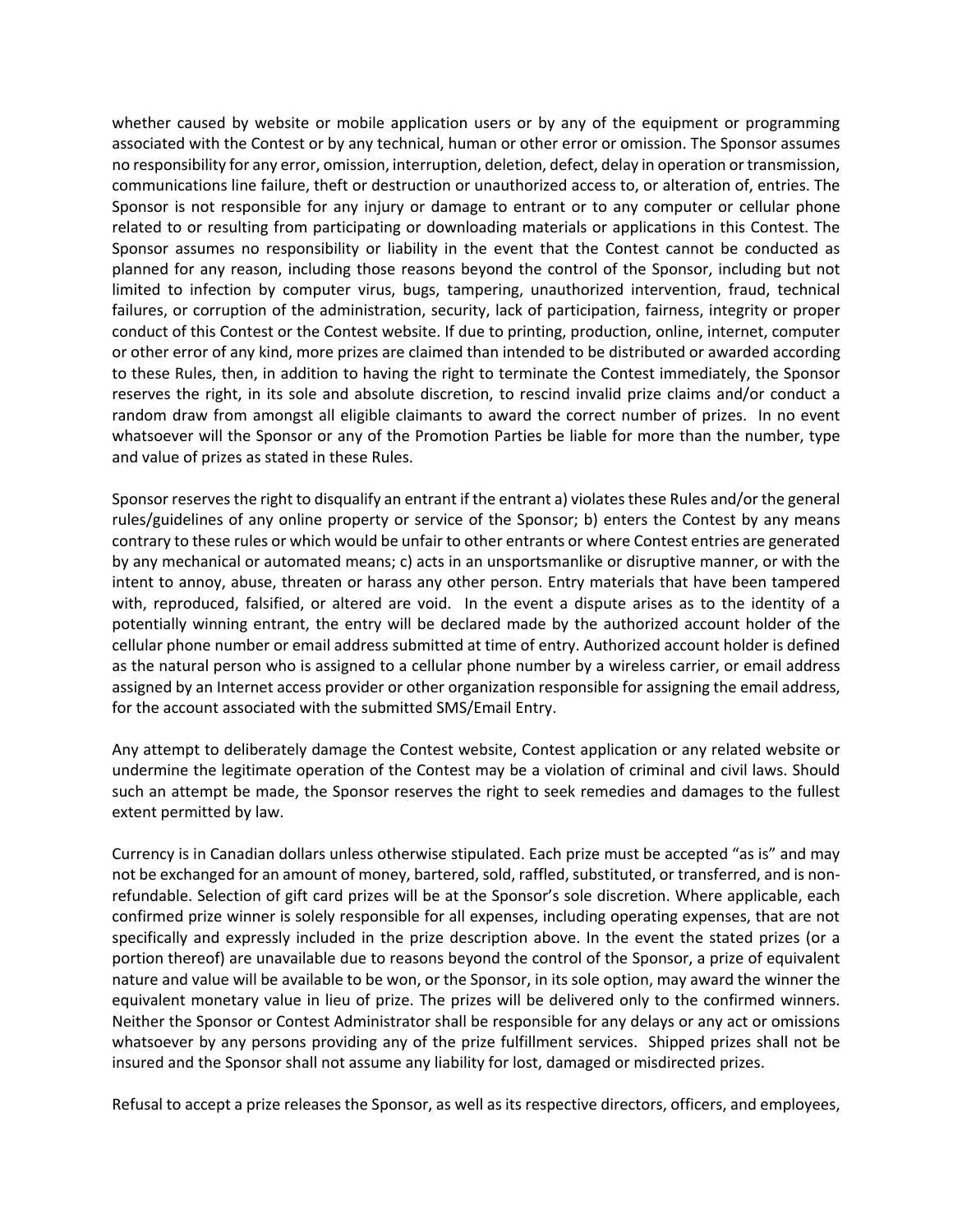whether caused by website or mobile application users or by any of the equipment or programming associated with the Contest or by any technical, human or other error or omission. The Sponsor assumes no responsibility for any error, omission, interruption, deletion, defect, delay in operation or transmission, communications line failure, theft or destruction or unauthorized access to, or alteration of, entries. The Sponsor is not responsible for any injury or damage to entrant or to any computer or cellular phone related to or resulting from participating or downloading materials or applications in this Contest. The Sponsor assumes no responsibility or liability in the event that the Contest cannot be conducted as planned for any reason, including those reasons beyond the control of the Sponsor, including but not limited to infection by computer virus, bugs, tampering, unauthorized intervention, fraud, technical failures, or corruption of the administration, security, lack of participation, fairness, integrity or proper conduct of this Contest or the Contest website. If due to printing, production, online, internet, computer or other error of any kind, more prizes are claimed than intended to be distributed or awarded according to these Rules, then, in addition to having the right to terminate the Contest immediately, the Sponsor reserves the right, in its sole and absolute discretion, to rescind invalid prize claims and/or conduct a random draw from amongst all eligible claimants to award the correct number of prizes. In no event whatsoever will the Sponsor or any of the Promotion Parties be liable for more than the number, type and value of prizes as stated in these Rules.

Sponsor reserves the right to disqualify an entrant if the entrant a) violates these Rules and/or the general rules/guidelines of any online property or service of the Sponsor; b) enters the Contest by any means contrary to these rules or which would be unfair to other entrants or where Contest entries are generated by any mechanical or automated means; c) acts in an unsportsmanlike or disruptive manner, or with the intent to annoy, abuse, threaten or harass any other person. Entry materials that have been tampered with, reproduced, falsified, or altered are void. In the event a dispute arises as to the identity of a potentially winning entrant, the entry will be declared made by the authorized account holder of the cellular phone number or email address submitted at time of entry. Authorized account holder is defined as the natural person who is assigned to a cellular phone number by a wireless carrier, or email address assigned by an Internet access provider or other organization responsible for assigning the email address, for the account associated with the submitted SMS/Email Entry.

Any attempt to deliberately damage the Contest website, Contest application or any related website or undermine the legitimate operation of the Contest may be a violation of criminal and civil laws. Should such an attempt be made, the Sponsor reserves the right to seek remedies and damages to the fullest extent permitted by law.

Currency is in Canadian dollars unless otherwise stipulated. Each prize must be accepted "as is" and may not be exchanged for an amount of money, bartered, sold, raffled, substituted, or transferred, and is non-refundable. Selection of gift card prizes will be at the Sponsor's sole discretion. Where applicable, each confirmed prize winner is solely responsible for all expenses, including operating expenses, that are not specifically and expressly included in the prize description above. In the event the stated prizes (or a portion thereof) are unavailable due to reasons beyond the control of the Sponsor, a prize of equivalent nature and value will be available to be won, or the Sponsor, in its sole option, may award the winner the equivalent monetary value in lieu of prize. The prizes will be delivered only to the confirmed winners. Neither the Sponsor or Contest Administrator shall be responsible for any delays or any act or omissions whatsoever by any persons providing any of the prize fulfillment services. Shipped prizes shall not be insured and the Sponsor shall not assume any liability for lost, damaged or misdirected prizes.

Refusal to accept a prize releases the Sponsor, as well as its respective directors, officers, and employees,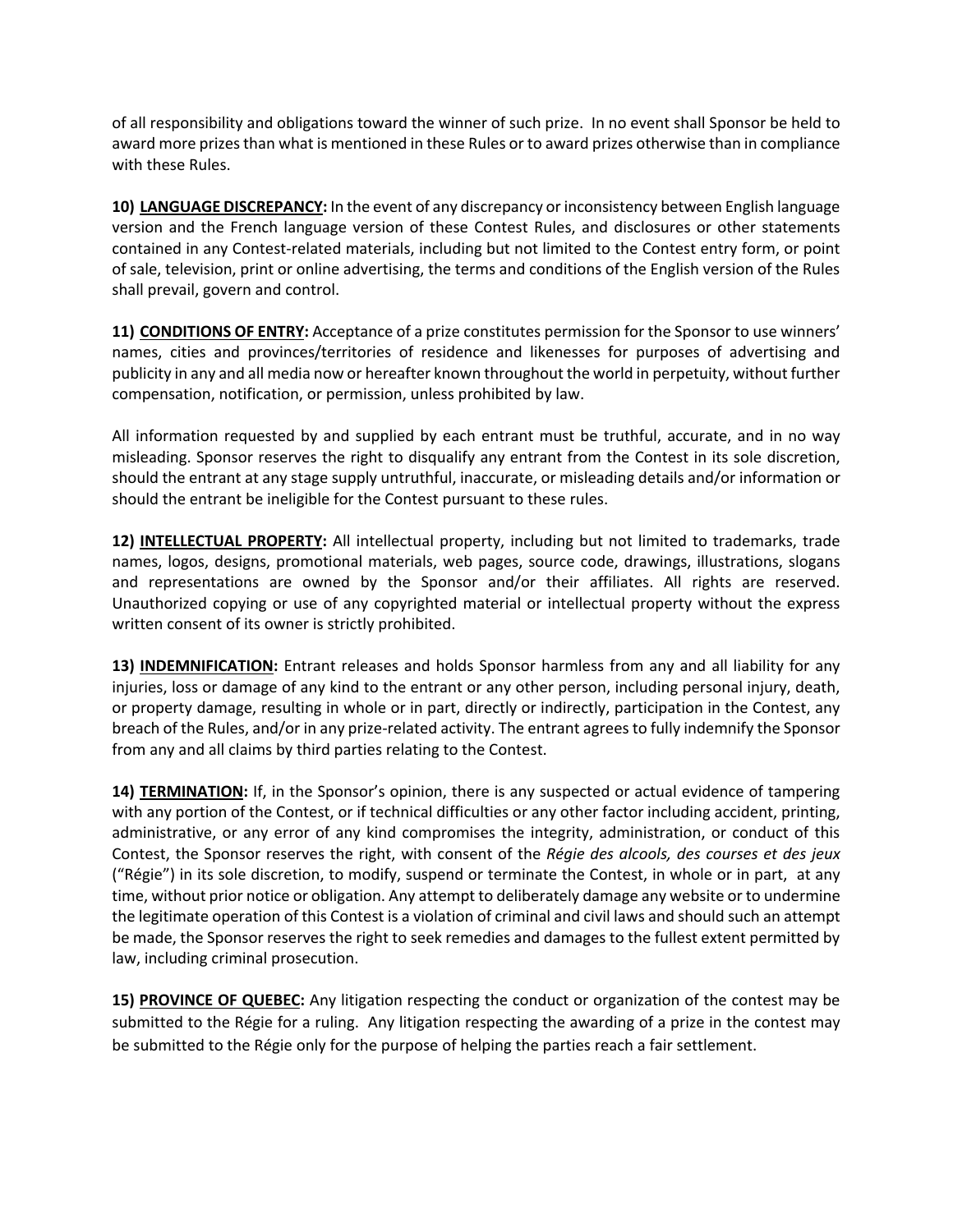of all responsibility and obligations toward the winner of such prize. In no event shall Sponsor be held to award more prizes than what is mentioned in these Rules or to award prizes otherwise than in compliance with these Rules.

**10) <u>LANGUAGE DISCREPANCY</u>:** In the event of any discrepancy or inconsistency between English language version and the French language version of these Contest Rules, and disclosures or other statements contained in any Contest-related materials, including but not limited to the Contest entry form, or point of sale, television, print or online advertising, the terms and conditions of the English version of the Rules shall prevail, govern and control.

**11) <u>CONDITIONS OF ENTRY</u>:** Acceptance of a prize constitutes permission for the Sponsor to use winners' names, cities and provinces/territories of residence and likenesses for purposes of advertising and publicity in any and all media now or hereafter known throughout the world in perpetuity, without further compensation, notification, or permission, unless prohibited by law.

All information requested by and supplied by each entrant must be truthful, accurate, and in no way misleading. Sponsor reserves the right to disqualify any entrant from the Contest in its sole discretion, should the entrant at any stage supply untruthful, inaccurate, or misleading details and/or information or should the entrant be ineligible for the Contest pursuant to these rules.

**12) <u>INTELLECTUAL PROPERTY</u>:** All intellectual property, including but not limited to trademarks, trade names, logos, designs, promotional materials, web pages, source code, drawings, illustrations, slogans and representations are owned by the Sponsor and/or their affiliates. All rights are reserved. Unauthorized copying or use of any copyrighted material or intellectual property without the express written consent of its owner is strictly prohibited.

**13) <u>INDEMNIFICATION</u>:** Entrant releases and holds Sponsor harmless from any and all liability for any injuries, loss or damage of any kind to the entrant or any other person, including personal injury, death, or property damage, resulting in whole or in part, directly or indirectly, participation in the Contest, any breach of the Rules, and/or in any prize-related activity. The entrant agrees to fully indemnify the Sponsor from any and all claims by third parties relating to the Contest.

**14) <u>TERMINATION</u>:** If, in the Sponsor's opinion, there is any suspected or actual evidence of tampering with any portion of the Contest, or if technical difficulties or any other factor including accident, printing, administrative, or any error of any kind compromises the integrity, administration, or conduct of this Contest, the Sponsor reserves the right, with consent of the *Régie des alcools, des courses et des jeux* ("Régie") in its sole discretion, to modify, suspend or terminate the Contest, in whole or in part, at any time, without prior notice or obligation. Any attempt to deliberately damage any website or to undermine the legitimate operation of this Contest is a violation of criminal and civil laws and should such an attempt be made, the Sponsor reserves the right to seek remedies and damages to the fullest extent permitted by law, including criminal prosecution.

**15) <u>PROVINCE OF QUEBEC</u>:** Any litigation respecting the conduct or organization of the contest may be submitted to the Régie for a ruling. Any litigation respecting the awarding of a prize in the contest may be submitted to the Régie only for the purpose of helping the parties reach a fair settlement.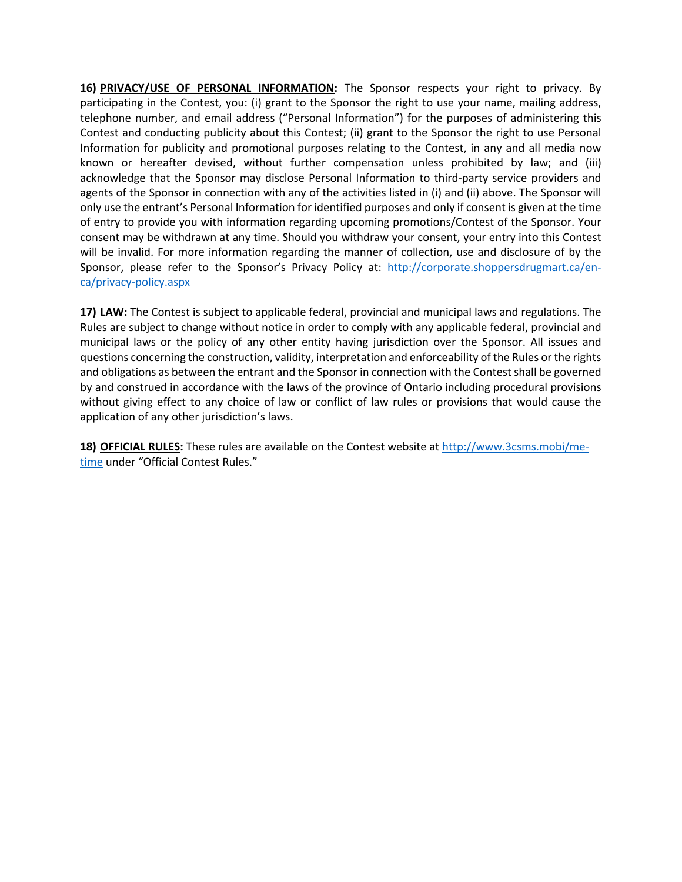**16) <u>PRIVACY/USE OF PERSONAL INFORMATION</u>:** The Sponsor respects your right to privacy. By participating in the Contest, you: (i) grant to the Sponsor the right to use your name, mailing address, telephone number, and email address ("Personal Information") for the purposes of administering this Contest and conducting publicity about this Contest; (ii) grant to the Sponsor the right to use Personal Information for publicity and promotional purposes relating to the Contest, in any and all media now known or hereafter devised, without further compensation unless prohibited by law; and (iii) acknowledge that the Sponsor may disclose Personal Information to third-party service providers and agents of the Sponsor in connection with any of the activities listed in (i) and (ii) above. The Sponsor will only use the entrant's Personal Information for identified purposes and only if consent is given at the time of entry to provide you with information regarding upcoming promotions/Contest of the Sponsor. Your consent may be withdrawn at any time. Should you withdraw your consent, your entry into this Contest will be invalid. For more information regarding the manner of collection, use and disclosure of by the Sponsor, please refer to the Sponsor's Privacy Policy at: http://corporate.shoppersdrugmart.ca/en-ca/privacy-policy.aspx

**17) <u>LAW</u>:** The Contest is subject to applicable federal, provincial and municipal laws and regulations. The Rules are subject to change without notice in order to comply with any applicable federal, provincial and municipal laws or the policy of any other entity having jurisdiction over the Sponsor. All issues and questions concerning the construction, validity, interpretation and enforceability of the Rules or the rights and obligations as between the entrant and the Sponsor in connection with the Contest shall be governed by and construed in accordance with the laws of the province of Ontario including procedural provisions without giving effect to any choice of law or conflict of law rules or provisions that would cause the application of any other jurisdiction's laws.

**18) <u>OFFICIAL RULES</u>:** These rules are available on the Contest website at http://www.3csms.mobi/me-time under "Official Contest Rules."